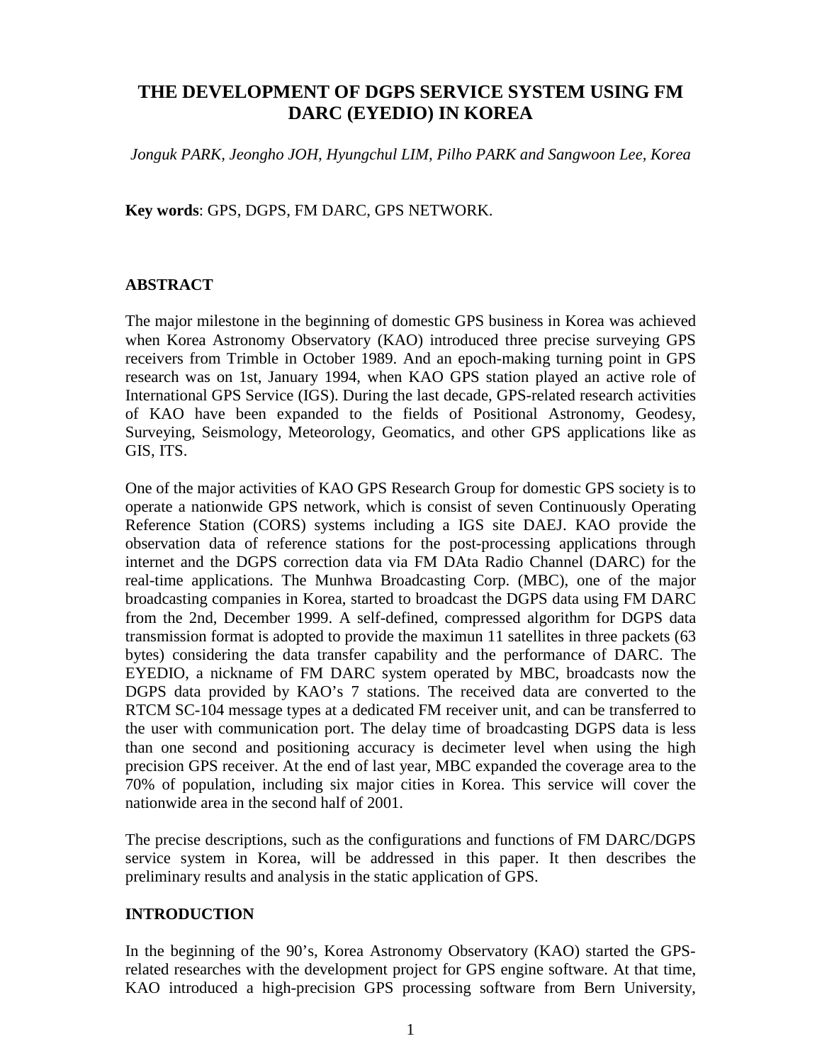# THE DEVELOPMENT OF DGPS SERVICE SYSTEM USING FM DARC (EYEDIO) IN KOREA

*Jonguk PARK, Jeongho JOH, Hyungchul LIM, Pilho PARK and Sangwoon Lee, Korea*

**Key words**: GPS, DGPS, FM DARC, GPS NETWORK.

## ABSTRACT

The major milestone in the beginning of domestic GPS business in Korea was achieved when Korea Astronomy Observatory (KAO) introduced three precise surveying GPS receivers from Trimble in October 1989. And an epoch-making turning point in GPS research was on 1st, January 1994, when KAO GPS station played an active role of International GPS Service (IGS). During the last decade, GPS-related research activities of KAO have been expanded to the fields of Positional Astronomy, Geodesy, Surveying, Seismology, Meteorology, Geomatics, and other GPS applications like as GIS, ITS.

One of the major activities of KAO GPS Research Group for domestic GPS society is to operate a nationwide GPS network, which is consist of seven Continuously Operating Reference Station (CORS) systems including a IGS site DAEJ. KAO provide the observation data of reference stations for the post-processing applications through internet and the DGPS correction data via FM DAta Radio Channel (DARC) for the real-time applications. The Munhwa Broadcasting Corp. (MBC), one of the major broadcasting companies in Korea, started to broadcast the DGPS data using FM DARC from the 2nd, December 1999. A self-defined, compressed algorithm for DGPS data transmission format is adopted to provide the maximun 11 satellites in three packets (63 bytes) considering the data transfer capability and the performance of DARC. The EYEDIO, a nickname of FM DARC system operated by MBC, broadcasts now the DGPS data provided by KAO's 7 stations. The received data are converted to the RTCM SC-104 message types at a dedicated FM receiver unit, and can be transferred to the user with communication port. The delay time of broadcasting DGPS data is less than one second and positioning accuracy is decimeter level when using the high precision GPS receiver. At the end of last year, MBC expanded the coverage area to the 70% of population, including six major cities in Korea. This service will cover the nationwide area in the second half of 2001.

The precise descriptions, such as the configurations and functions of FM DARC/DGPS service system in Korea, will be addressed in this paper. It then describes the preliminary results and analysis in the static application of GPS.

## INTRODUCTION

In the beginning of the 90's, Korea Astronomy Observatory (KAO) started the GPS-related researches with the development project for GPS engine software. At that time, KAO introduced a high-precision GPS processing software from Bern University,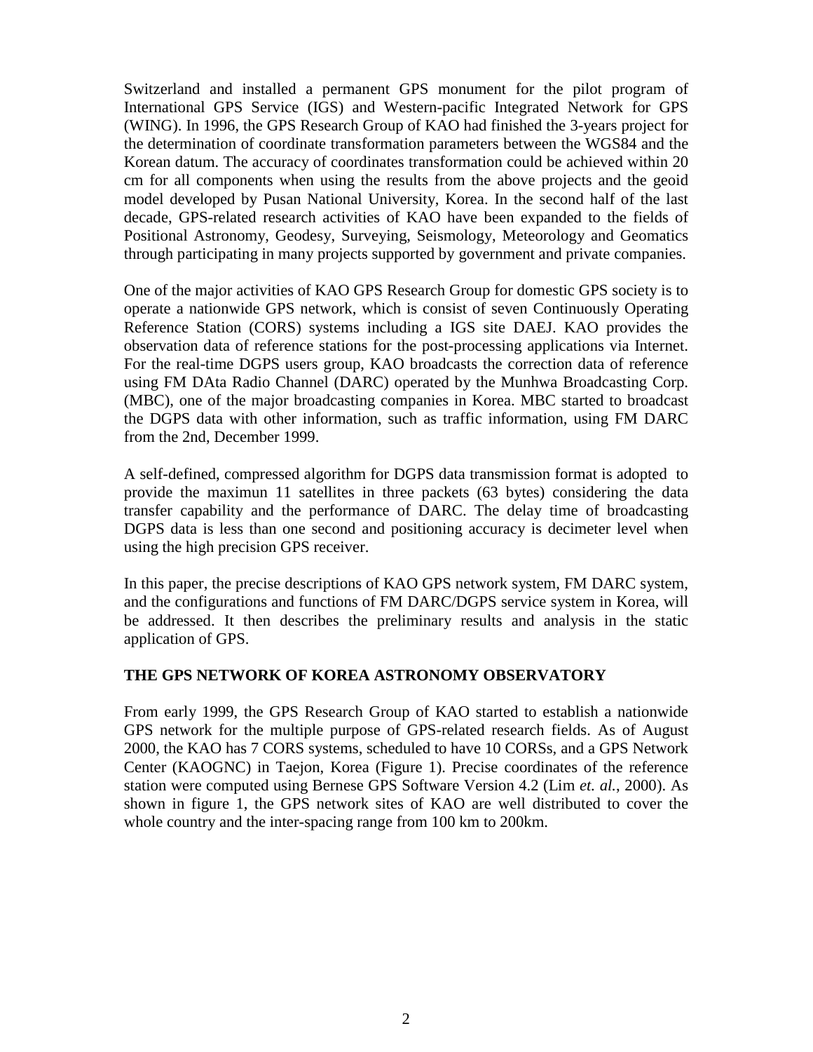Switzerland and installed a permanent GPS monument for the pilot program of International GPS Service (IGS) and Western-pacific Integrated Network for GPS (WING). In 1996, the GPS Research Group of KAO had finished the 3-years project for the determination of coordinate transformation parameters between the WGS84 and the Korean datum. The accuracy of coordinates transformation could be achieved within 20 cm for all components when using the results from the above projects and the geoid model developed by Pusan National University, Korea. In the second half of the last decade, GPS-related research activities of KAO have been expanded to the fields of Positional Astronomy, Geodesy, Surveying, Seismology, Meteorology and Geomatics through participating in many projects supported by government and private companies.

One of the major activities of KAO GPS Research Group for domestic GPS society is to operate a nationwide GPS network, which is consist of seven Continuously Operating Reference Station (CORS) systems including a IGS site DAEJ. KAO provides the observation data of reference stations for the post-processing applications via Internet. For the real-time DGPS users group, KAO broadcasts the correction data of reference using FM DAta Radio Channel (DARC) operated by the Munhwa Broadcasting Corp. (MBC), one of the major broadcasting companies in Korea. MBC started to broadcast the DGPS data with other information, such as traffic information, using FM DARC from the 2nd, December 1999.

A self-defined, compressed algorithm for DGPS data transmission format is adopted to provide the maximun 11 satellites in three packets (63 bytes) considering the data transfer capability and the performance of DARC. The delay time of broadcasting DGPS data is less than one second and positioning accuracy is decimeter level when using the high precision GPS receiver.

In this paper, the precise descriptions of KAO GPS network system, FM DARC system, and the configurations and functions of FM DARC/DGPS service system in Korea, will be addressed. It then describes the preliminary results and analysis in the static application of GPS.

## THE GPS NETWORK OF KOREA ASTRONOMY OBSERVATORY

From early 1999, the GPS Research Group of KAO started to establish a nationwide GPS network for the multiple purpose of GPS-related research fields. As of August 2000, the KAO has 7 CORS systems, scheduled to have 10 CORSs, and a GPS Network Center (KAOGNC) in Taejon, Korea (Figure 1). Precise coordinates of the reference station were computed using Bernese GPS Software Version 4.2 (Lim *et. al.*, 2000). As shown in figure 1, the GPS network sites of KAO are well distributed to cover the whole country and the inter-spacing range from 100 km to 200km.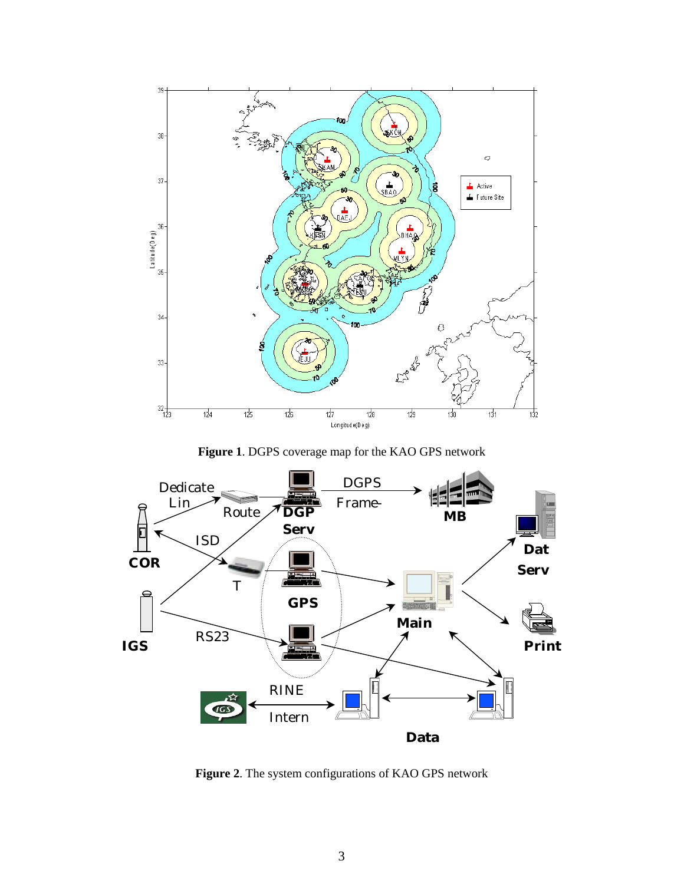**Figure 1**. DGPS coverage map for the KAO GPS network

**Figure 2**. The system configurations of KAO GPS network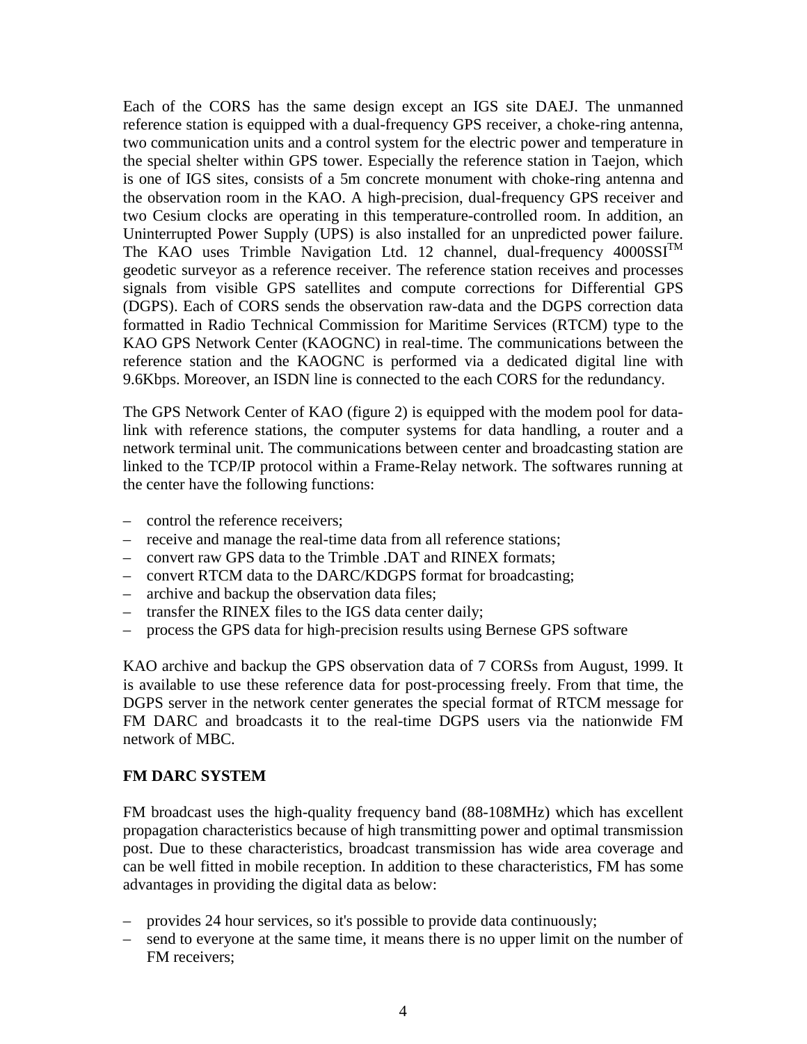Each of the CORS has the same design except an IGS site DAEJ. The unmanned reference station is equipped with a dual-frequency GPS receiver, a choke-ring antenna, two communication units and a control system for the electric power and temperature in the special shelter within GPS tower. Especially the reference station in Taejon, which is one of IGS sites, consists of a 5m concrete monument with choke-ring antenna and the observation room in the KAO. A high-precision, dual-frequency GPS receiver and two Cesium clocks are operating in this temperature-controlled room. In addition, an Uninterrupted Power Supply (UPS) is also installed for an unpredicted power failure. The KAO uses Trimble Navigation Ltd. 12 channel, dual-frequency 4000SSI$^{TM}$ geodetic surveyor as a reference receiver. The reference station receives and processes signals from visible GPS satellites and compute corrections for Differential GPS (DGPS). Each of CORS sends the observation raw-data and the DGPS correction data formatted in Radio Technical Commission for Maritime Services (RTCM) type to the KAO GPS Network Center (KAOGNC) in real-time. The communications between the reference station and the KAOGNC is performed via a dedicated digital line with 9.6Kbps. Moreover, an ISDN line is connected to the each CORS for the redundancy.

The GPS Network Center of KAO (figure 2) is equipped with the modem pool for data-link with reference stations, the computer systems for data handling, a router and a network terminal unit. The communications between center and broadcasting station are linked to the TCP/IP protocol within a Frame-Relay network. The softwares running at the center have the following functions:

- control the reference receivers;
- receive and manage the real-time data from all reference stations;
- convert raw GPS data to the Trimble .DAT and RINEX formats;
- convert RTCM data to the DARC/KDGPS format for broadcasting;
- archive and backup the observation data files;
- transfer the RINEX files to the IGS data center daily;
- process the GPS data for high-precision results using Bernese GPS software

KAO archive and backup the GPS observation data of 7 CORSs from August, 1999. It is available to use these reference data for post-processing freely. From that time, the DGPS server in the network center generates the special format of RTCM message for FM DARC and broadcasts it to the real-time DGPS users via the nationwide FM network of MBC.

## FM DARC SYSTEM

FM broadcast uses the high-quality frequency band (88-108MHz) which has excellent propagation characteristics because of high transmitting power and optimal transmission post. Due to these characteristics, broadcast transmission has wide area coverage and can be well fitted in mobile reception. In addition to these characteristics, FM has some advantages in providing the digital data as below:

- provides 24 hour services, so it's possible to provide data continuously;
- send to everyone at the same time, it means there is no upper limit on the number of FM receivers;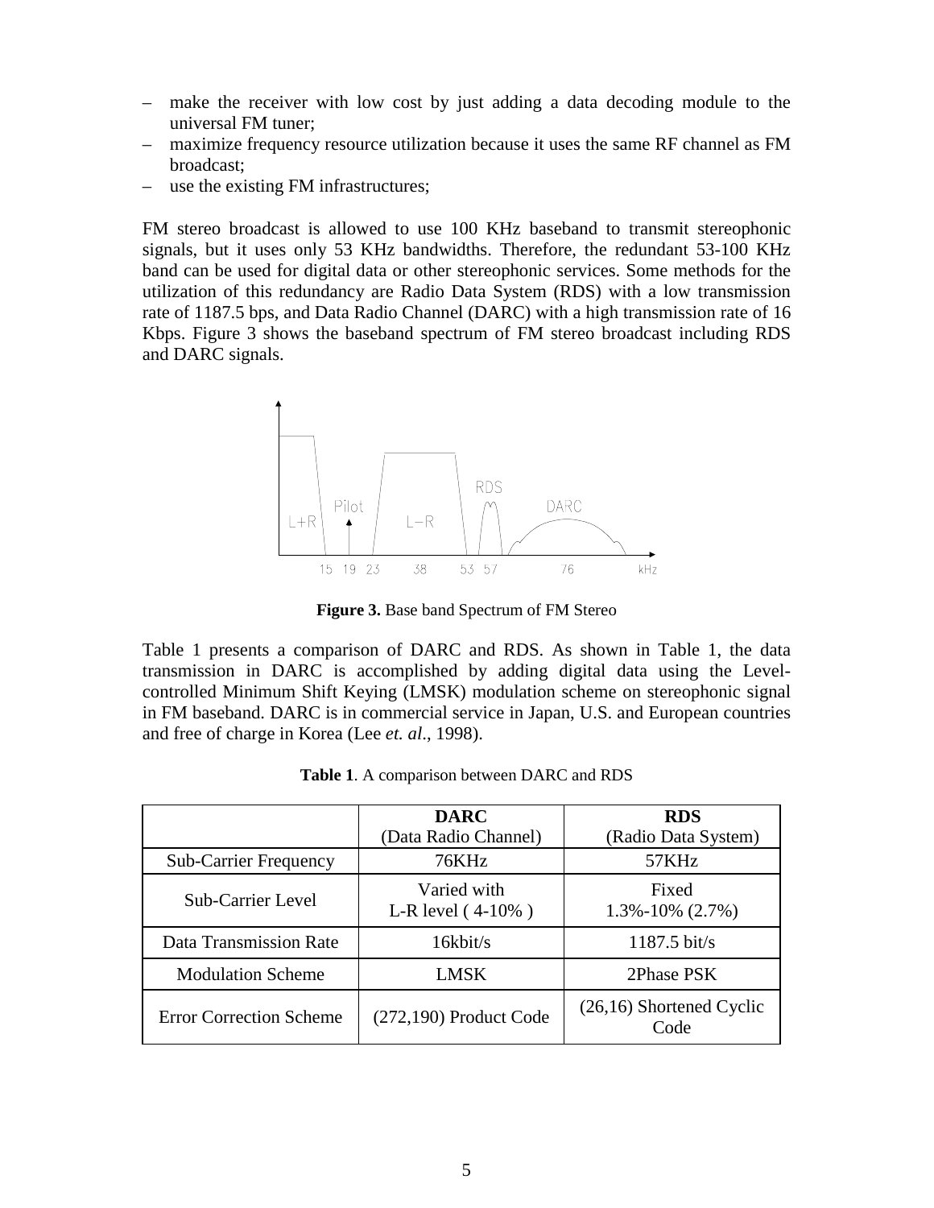– make the receiver with low cost by just adding a data decoding module to the universal FM tuner;
– maximize frequency resource utilization because it uses the same RF channel as FM broadcast;
– use the existing FM infrastructures;

FM stereo broadcast is allowed to use 100 KHz baseband to transmit stereophonic signals, but it uses only 53 KHz bandwidths. Therefore, the redundant 53-100 KHz band can be used for digital data or other stereophonic services. Some methods for the utilization of this redundancy are Radio Data System (RDS) with a low transmission rate of 1187.5 bps, and Data Radio Channel (DARC) with a high transmission rate of 16 Kbps. Figure 3 shows the baseband spectrum of FM stereo broadcast including RDS and DARC signals.

**Figure 3.** Base band Spectrum of FM Stereo

Table 1 presents a comparison of DARC and RDS. As shown in Table 1, the data transmission in DARC is accomplished by adding digital data using the Level-controlled Minimum Shift Keying (LMSK) modulation scheme on stereophonic signal in FM baseband. DARC is in commercial service in Japan, U.S. and European countries and free of charge in Korea (Lee *et. al*., 1998).

**Table 1**. A comparison between DARC and RDS

| | **DARC** (Data Radio Channel) | **RDS** (Radio Data System) |
|---|---|---|
| Sub-Carrier Frequency | 76KHz | 57KHz |
| Sub-Carrier Level | Varied with L-R level ( 4-10% ) | Fixed 1.3%-10% (2.7%) |
| Data Transmission Rate | 16kbit/s | 1187.5 bit/s |
| Modulation Scheme | LMSK | 2Phase PSK |
| Error Correction Scheme | (272,190) Product Code | (26,16) Shortened Cyclic Code |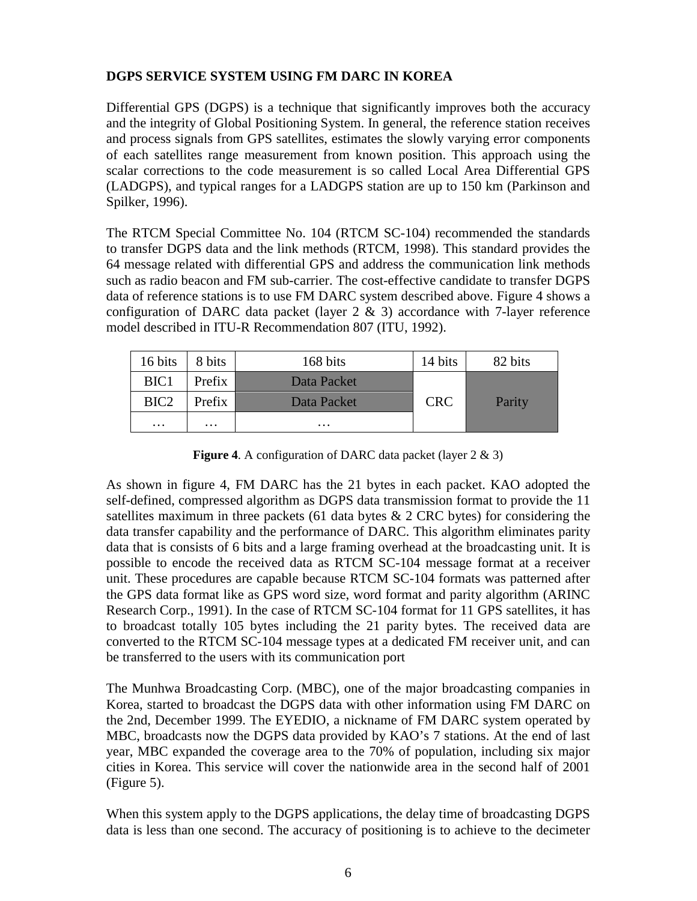**DGPS SERVICE SYSTEM USING FM DARC IN KOREA**

Differential GPS (DGPS) is a technique that significantly improves both the accuracy and the integrity of Global Positioning System. In general, the reference station receives and process signals from GPS satellites, estimates the slowly varying error components of each satellites range measurement from known position. This approach using the scalar corrections to the code measurement is so called Local Area Differential GPS (LADGPS), and typical ranges for a LADGPS station are up to 150 km (Parkinson and Spilker, 1996).

The RTCM Special Committee No. 104 (RTCM SC-104) recommended the standards to transfer DGPS data and the link methods (RTCM, 1998). This standard provides the 64 message related with differential GPS and address the communication link methods such as radio beacon and FM sub-carrier. The cost-effective candidate to transfer DGPS data of reference stations is to use FM DARC system described above. Figure 4 shows a configuration of DARC data packet (layer 2 & 3) accordance with 7-layer reference model described in ITU-R Recommendation 807 (ITU, 1992).

| 16 bits | 8 bits | 168 bits | 14 bits | 82 bits |
|---|---|---|---|---|
| BIC1 | Prefix | Data Packet | CRC | Parity |
| BIC2 | Prefix | Data Packet | | |
| … | … | … | | |

**Figure 4**. A configuration of DARC data packet (layer 2 & 3)

As shown in figure 4, FM DARC has the 21 bytes in each packet. KAO adopted the self-defined, compressed algorithm as DGPS data transmission format to provide the 11 satellites maximum in three packets (61 data bytes & 2 CRC bytes) for considering the data transfer capability and the performance of DARC. This algorithm eliminates parity data that is consists of 6 bits and a large framing overhead at the broadcasting unit. It is possible to encode the received data as RTCM SC-104 message format at a receiver unit. These procedures are capable because RTCM SC-104 formats was patterned after the GPS data format like as GPS word size, word format and parity algorithm (ARINC Research Corp., 1991). In the case of RTCM SC-104 format for 11 GPS satellites, it has to broadcast totally 105 bytes including the 21 parity bytes. The received data are converted to the RTCM SC-104 message types at a dedicated FM receiver unit, and can be transferred to the users with its communication port

The Munhwa Broadcasting Corp. (MBC), one of the major broadcasting companies in Korea, started to broadcast the DGPS data with other information using FM DARC on the 2nd, December 1999. The EYEDIO, a nickname of FM DARC system operated by MBC, broadcasts now the DGPS data provided by KAO's 7 stations. At the end of last year, MBC expanded the coverage area to the 70% of population, including six major cities in Korea. This service will cover the nationwide area in the second half of 2001 (Figure 5).

When this system apply to the DGPS applications, the delay time of broadcasting DGPS data is less than one second. The accuracy of positioning is to achieve to the decimeter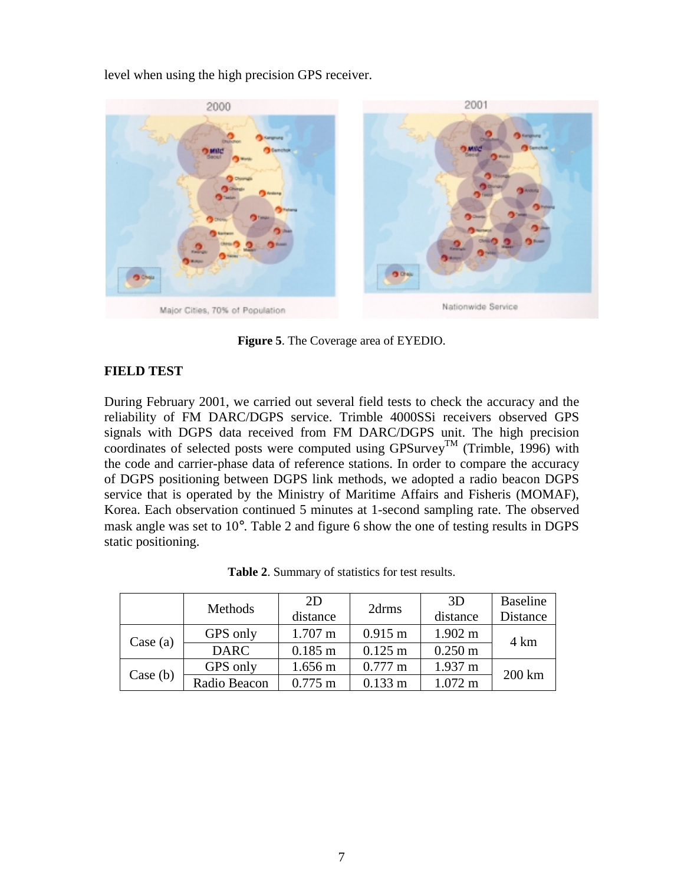level when using the high precision GPS receiver.

**Figure 5**. The Coverage area of EYEDIO.

## FIELD TEST

During February 2001, we carried out several field tests to check the accuracy and the reliability of FM DARC/DGPS service. Trimble 4000SSi receivers observed GPS signals with DGPS data received from FM DARC/DGPS unit. The high precision coordinates of selected posts were computed using GPSurvey™ (Trimble, 1996) with the code and carrier-phase data of reference stations. In order to compare the accuracy of DGPS positioning between DGPS link methods, we adopted a radio beacon DGPS service that is operated by the Ministry of Maritime Affairs and Fisheris (MOMAF), Korea. Each observation continued 5 minutes at 1-second sampling rate. The observed mask angle was set to 10°. Table 2 and figure 6 show the one of testing results in DGPS static positioning.

**Table 2**. Summary of statistics for test results.

| | Methods | 2D distance | 2drms | 3D distance | Baseline Distance |
|---|---|---|---|---|---|
| Case (a) | GPS only | 1.707 m | 0.915 m | 1.902 m | 4 km |
| | DARC | 0.185 m | 0.125 m | 0.250 m | |
| Case (b) | GPS only | 1.656 m | 0.777 m | 1.937 m | 200 km |
| | Radio Beacon | 0.775 m | 0.133 m | 1.072 m | |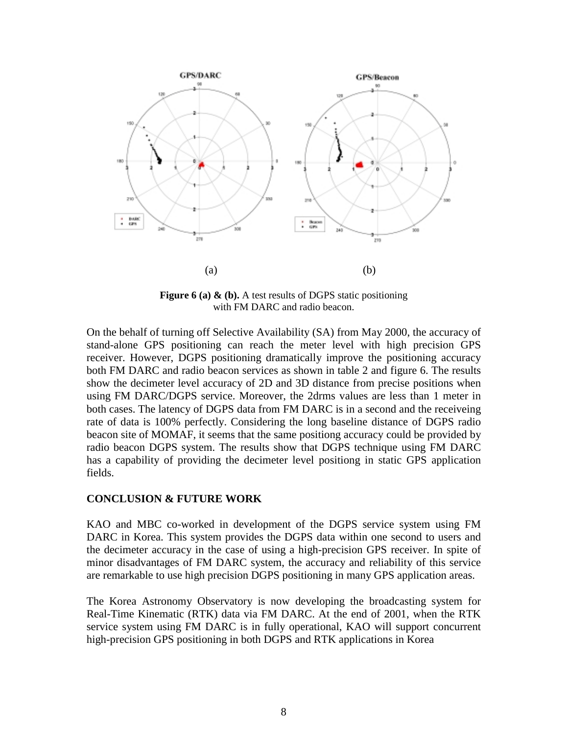(a) (b)

**Figure 6 (a) & (b).** A test results of DGPS static positioning with FM DARC and radio beacon.

On the behalf of turning off Selective Availability (SA) from May 2000, the accuracy of stand-alone GPS positioning can reach the meter level with high precision GPS receiver. However, DGPS positioning dramatically improve the positioning accuracy both FM DARC and radio beacon services as shown in table 2 and figure 6. The results show the decimeter level accuracy of 2D and 3D distance from precise positions when using FM DARC/DGPS service. Moreover, the 2drms values are less than 1 meter in both cases. The latency of DGPS data from FM DARC is in a second and the receiveing rate of data is 100% perfectly. Considering the long baseline distance of DGPS radio beacon site of MOMAF, it seems that the same positiong accuracy could be provided by radio beacon DGPS system. The results show that DGPS technique using FM DARC has a capability of providing the decimeter level positiong in static GPS application fields.

## CONCLUSION & FUTURE WORK

KAO and MBC co-worked in development of the DGPS service system using FM DARC in Korea. This system provides the DGPS data within one second to users and the decimeter accuracy in the case of using a high-precision GPS receiver. In spite of minor disadvantages of FM DARC system, the accuracy and reliability of this service are remarkable to use high precision DGPS positioning in many GPS application areas.

The Korea Astronomy Observatory is now developing the broadcasting system for Real-Time Kinematic (RTK) data via FM DARC. At the end of 2001, when the RTK service system using FM DARC is in fully operational, KAO will support concurrent high-precision GPS positioning in both DGPS and RTK applications in Korea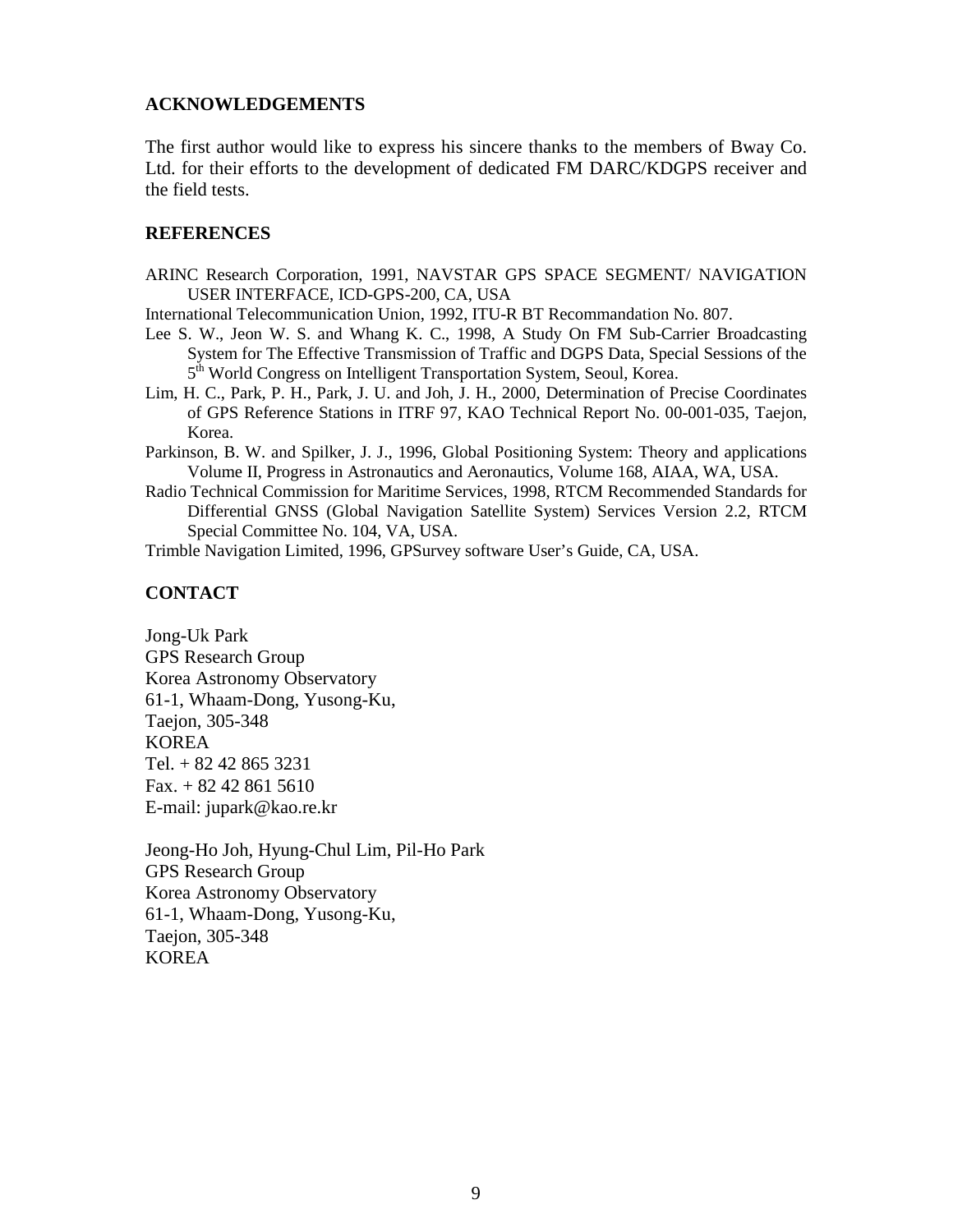## ACKNOWLEDGEMENTS

The first author would like to express his sincere thanks to the members of Bway Co. Ltd. for their efforts to the development of dedicated FM DARC/KDGPS receiver and the field tests.

## REFERENCES

ARINC Research Corporation, 1991, NAVSTAR GPS SPACE SEGMENT/ NAVIGATION USER INTERFACE, ICD-GPS-200, CA, USA

International Telecommunication Union, 1992, ITU-R BT Recommandation No. 807.

Lee S. W., Jeon W. S. and Whang K. C., 1998, A Study On FM Sub-Carrier Broadcasting System for The Effective Transmission of Traffic and DGPS Data, Special Sessions of the 5th World Congress on Intelligent Transportation System, Seoul, Korea.

Lim, H. C., Park, P. H., Park, J. U. and Joh, J. H., 2000, Determination of Precise Coordinates of GPS Reference Stations in ITRF 97, KAO Technical Report No. 00-001-035, Taejon, Korea.

Parkinson, B. W. and Spilker, J. J., 1996, Global Positioning System: Theory and applications Volume II, Progress in Astronautics and Aeronautics, Volume 168, AIAA, WA, USA.

Radio Technical Commission for Maritime Services, 1998, RTCM Recommended Standards for Differential GNSS (Global Navigation Satellite System) Services Version 2.2, RTCM Special Committee No. 104, VA, USA.

Trimble Navigation Limited, 1996, GPSurvey software User's Guide, CA, USA.

## CONTACT

Jong-Uk Park
GPS Research Group
Korea Astronomy Observatory
61-1, Whaam-Dong, Yusong-Ku,
Taejon, 305-348
KOREA
Tel. + 82 42 865 3231
Fax. + 82 42 861 5610
E-mail: jupark@kao.re.kr

Jeong-Ho Joh, Hyung-Chul Lim, Pil-Ho Park
GPS Research Group
Korea Astronomy Observatory
61-1, Whaam-Dong, Yusong-Ku,
Taejon, 305-348
KOREA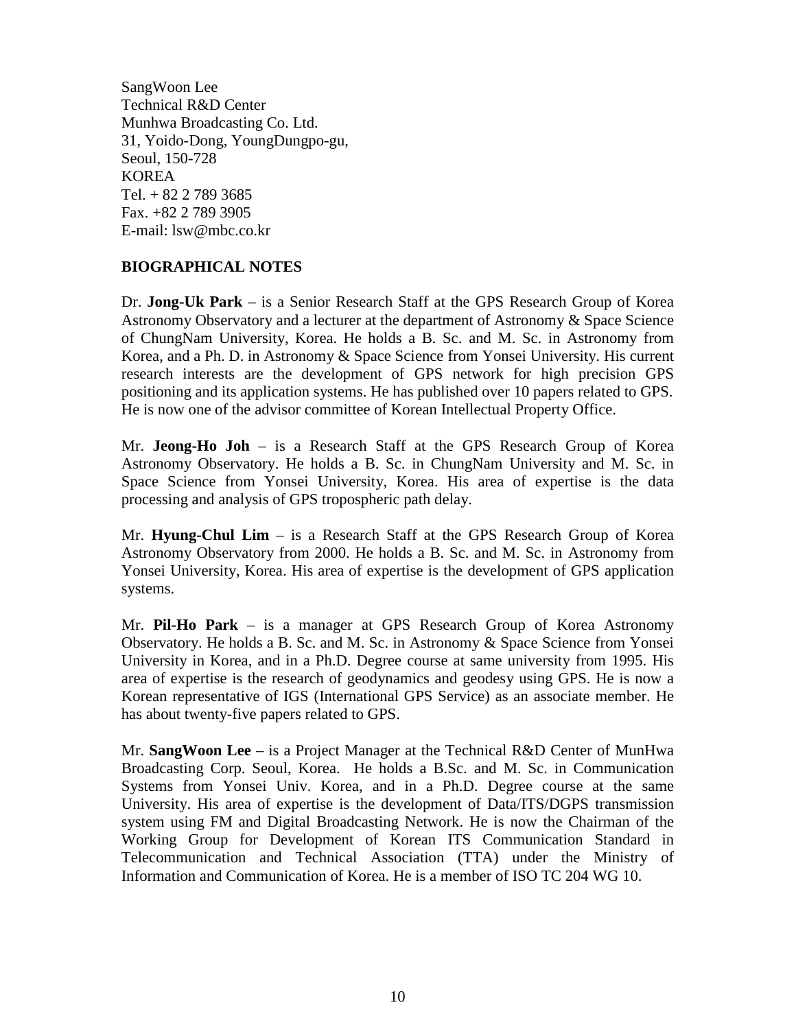SangWoon Lee
Technical R&D Center
Munhwa Broadcasting Co. Ltd.
31, Yoido-Dong, YoungDungpo-gu,
Seoul, 150-728
KOREA
Tel. + 82 2 789 3685
Fax. +82 2 789 3905
E-mail: lsw@mbc.co.kr

## BIOGRAPHICAL NOTES

Dr. **Jong-Uk Park** – is a Senior Research Staff at the GPS Research Group of Korea Astronomy Observatory and a lecturer at the department of Astronomy & Space Science of ChungNam University, Korea. He holds a B. Sc. and M. Sc. in Astronomy from Korea, and a Ph. D. in Astronomy & Space Science from Yonsei University. His current research interests are the development of GPS network for high precision GPS positioning and its application systems. He has published over 10 papers related to GPS. He is now one of the advisor committee of Korean Intellectual Property Office.

Mr. **Jeong-Ho Joh** – is a Research Staff at the GPS Research Group of Korea Astronomy Observatory. He holds a B. Sc. in ChungNam University and M. Sc. in Space Science from Yonsei University, Korea. His area of expertise is the data processing and analysis of GPS tropospheric path delay.

Mr. **Hyung-Chul Lim** – is a Research Staff at the GPS Research Group of Korea Astronomy Observatory from 2000. He holds a B. Sc. and M. Sc. in Astronomy from Yonsei University, Korea. His area of expertise is the development of GPS application systems.

Mr. **Pil-Ho Park** – is a manager at GPS Research Group of Korea Astronomy Observatory. He holds a B. Sc. and M. Sc. in Astronomy & Space Science from Yonsei University in Korea, and in a Ph.D. Degree course at same university from 1995. His area of expertise is the research of geodynamics and geodesy using GPS. He is now a Korean representative of IGS (International GPS Service) as an associate member. He has about twenty-five papers related to GPS.

Mr. **SangWoon Lee** – is a Project Manager at the Technical R&D Center of MunHwa Broadcasting Corp. Seoul, Korea. He holds a B.Sc. and M. Sc. in Communication Systems from Yonsei Univ. Korea, and in a Ph.D. Degree course at the same University. His area of expertise is the development of Data/ITS/DGPS transmission system using FM and Digital Broadcasting Network. He is now the Chairman of the Working Group for Development of Korean ITS Communication Standard in Telecommunication and Technical Association (TTA) under the Ministry of Information and Communication of Korea. He is a member of ISO TC 204 WG 10.